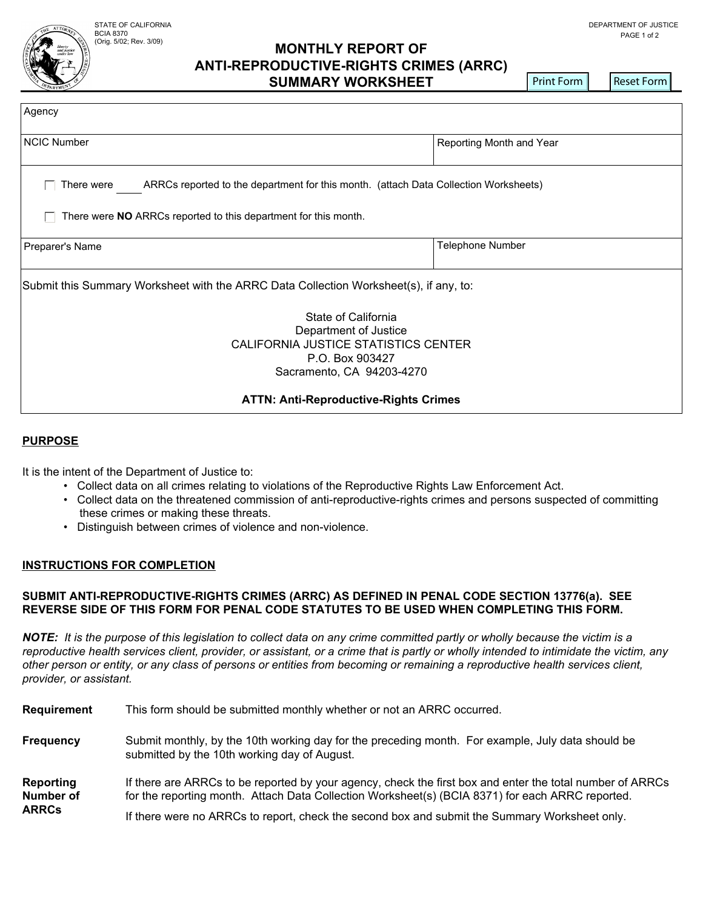STATE OF CALIFORNIA
BCIA 8370
(Orig. 5/02; Rev. 3/09)

DEPARTMENT OF JUSTICE

# MONTHLY REPORT OF ANTI-REPRODUCTIVE-RIGHTS CRIMES (ARRC) SUMMARY WORKSHEET

| Agency | |
|---|---|
| NCIC Number | Reporting Month and Year |

☐ There were ____ ARRCs reported to the department for this month. (attach Data Collection Worksheets)

☐ There were **NO** ARRCs reported to this department for this month.

| Preparer's Name | Telephone Number |
|---|---|

Submit this Summary Worksheet with the ARRC Data Collection Worksheet(s), if any, to:

State of California
Department of Justice
CALIFORNIA JUSTICE STATISTICS CENTER
P.O. Box 903427
Sacramento, CA 94203-4270

**ATTN: Anti-Reproductive-Rights Crimes**

## PURPOSE

It is the intent of the Department of Justice to:

- Collect data on all crimes relating to violations of the Reproductive Rights Law Enforcement Act.
- Collect data on the threatened commission of anti-reproductive-rights crimes and persons suspected of committing these crimes or making these threats.
- Distinguish between crimes of violence and non-violence.

## INSTRUCTIONS FOR COMPLETION

**SUBMIT ANTI-REPRODUCTIVE-RIGHTS CRIMES (ARRC) AS DEFINED IN PENAL CODE SECTION 13776(a). SEE REVERSE SIDE OF THIS FORM FOR PENAL CODE STATUTES TO BE USED WHEN COMPLETING THIS FORM.**

***NOTE:*** *It is the purpose of this legislation to collect data on any crime committed partly or wholly because the victim is a reproductive health services client, provider, or assistant, or a crime that is partly or wholly intended to intimidate the victim, any other person or entity, or any class of persons or entities from becoming or remaining a reproductive health services client, provider, or assistant.*

**Requirement** This form should be submitted monthly whether or not an ARRC occurred.

**Frequency** Submit monthly, by the 10th working day for the preceding month. For example, July data should be submitted by the 10th working day of August.

**Reporting Number of ARRCs** If there are ARRCs to be reported by your agency, check the first box and enter the total number of ARRCs for the reporting month. Attach Data Collection Worksheet(s) (BCIA 8371) for each ARRC reported.

If there were no ARRCs to report, check the second box and submit the Summary Worksheet only.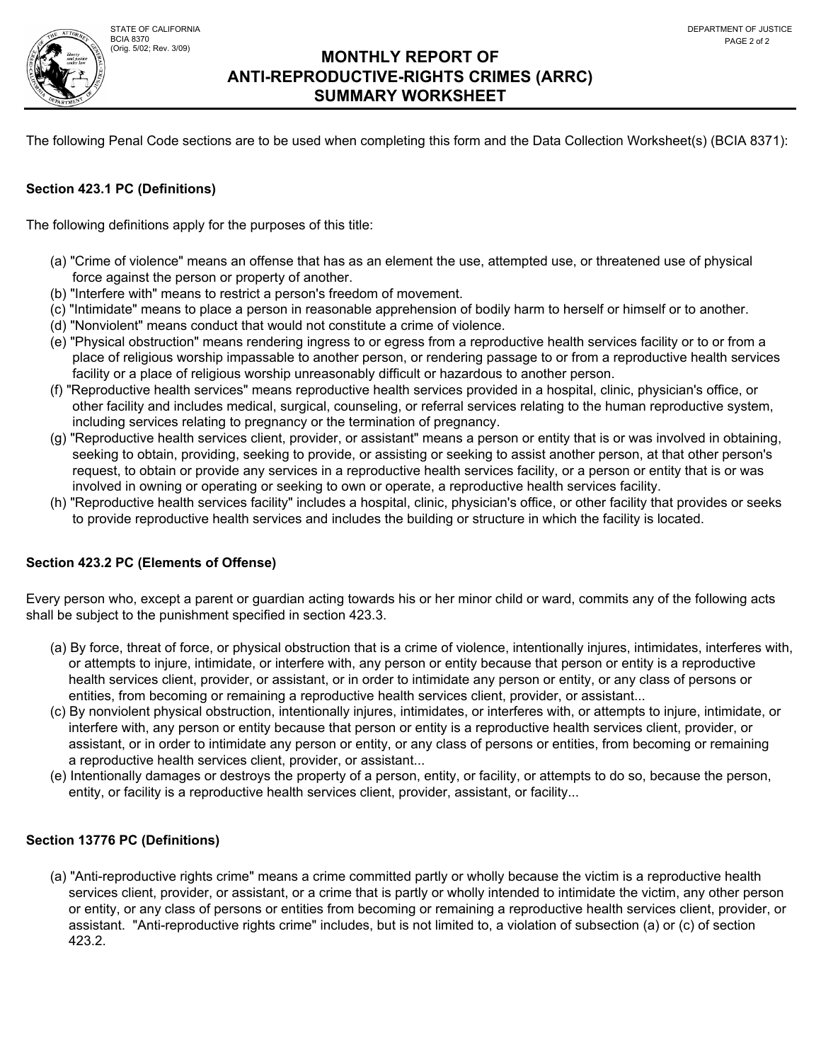STATE OF CALIFORNIA
BCIA 8370
(Orig. 5/02; Rev. 3/09)

DEPARTMENT OF JUSTICE

# MONTHLY REPORT OF ANTI-REPRODUCTIVE-RIGHTS CRIMES (ARRC) SUMMARY WORKSHEET

The following Penal Code sections are to be used when completing this form and the Data Collection Worksheet(s) (BCIA 8371):

**Section 423.1 PC (Definitions)**

The following definitions apply for the purposes of this title:

(a) "Crime of violence" means an offense that has as an element the use, attempted use, or threatened use of physical force against the person or property of another.
(b) "Interfere with" means to restrict a person's freedom of movement.
(c) "Intimidate" means to place a person in reasonable apprehension of bodily harm to herself or himself or to another.
(d) "Nonviolent" means conduct that would not constitute a crime of violence.
(e) "Physical obstruction" means rendering ingress to or egress from a reproductive health services facility or to or from a place of religious worship impassable to another person, or rendering passage to or from a reproductive health services facility or a place of religious worship unreasonably difficult or hazardous to another person.
(f) "Reproductive health services" means reproductive health services provided in a hospital, clinic, physician's office, or other facility and includes medical, surgical, counseling, or referral services relating to the human reproductive system, including services relating to pregnancy or the termination of pregnancy.
(g) "Reproductive health services client, provider, or assistant" means a person or entity that is or was involved in obtaining, seeking to obtain, providing, seeking to provide, or assisting or seeking to assist another person, at that other person's request, to obtain or provide any services in a reproductive health services facility, or a person or entity that is or was involved in owning or operating or seeking to own or operate, a reproductive health services facility.
(h) "Reproductive health services facility" includes a hospital, clinic, physician's office, or other facility that provides or seeks to provide reproductive health services and includes the building or structure in which the facility is located.

**Section 423.2 PC (Elements of Offense)**

Every person who, except a parent or guardian acting towards his or her minor child or ward, commits any of the following acts shall be subject to the punishment specified in section 423.3.

(a) By force, threat of force, or physical obstruction that is a crime of violence, intentionally injures, intimidates, interferes with, or attempts to injure, intimidate, or interfere with, any person or entity because that person or entity is a reproductive health services client, provider, or assistant, or in order to intimidate any person or entity, or any class of persons or entities, from becoming or remaining a reproductive health services client, provider, or assistant...
(c) By nonviolent physical obstruction, intentionally injures, intimidates, or interferes with, or attempts to injure, intimidate, or interfere with, any person or entity because that person or entity is a reproductive health services client, provider, or assistant, or in order to intimidate any person or entity, or any class of persons or entities, from becoming or remaining a reproductive health services client, provider, or assistant...
(e) Intentionally damages or destroys the property of a person, entity, or facility, or attempts to do so, because the person, entity, or facility is a reproductive health services client, provider, assistant, or facility...

**Section 13776 PC (Definitions)**

(a) "Anti-reproductive rights crime" means a crime committed partly or wholly because the victim is a reproductive health services client, provider, or assistant, or a crime that is partly or wholly intended to intimidate the victim, any other person or entity, or any class of persons or entities from becoming or remaining a reproductive health services client, provider, or assistant. "Anti-reproductive rights crime" includes, but is not limited to, a violation of subsection (a) or (c) of section 423.2.